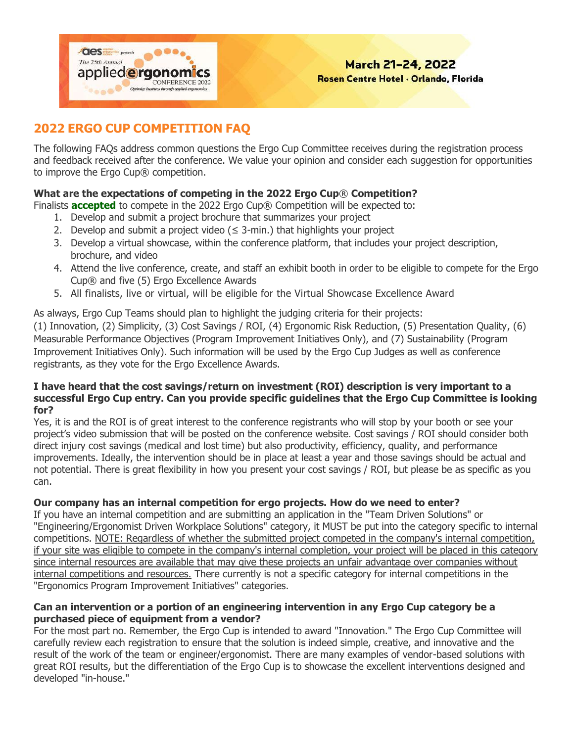March 21-24, 2022
Rosen Centre Hotel · Orlando, Florida

## 2022 ERGO CUP COMPETITION FAQ

The following FAQs address common questions the Ergo Cup Committee receives during the registration process and feedback received after the conference. We value your opinion and consider each suggestion for opportunities to improve the Ergo Cup® competition.

**What are the expectations of competing in the 2022 Ergo Cup® Competition?**

Finalists **accepted** to compete in the 2022 Ergo Cup® Competition will be expected to:

1. Develop and submit a project brochure that summarizes your project
2. Develop and submit a project video (≤ 3-min.) that highlights your project
3. Develop a virtual showcase, within the conference platform, that includes your project description, brochure, and video
4. Attend the live conference, create, and staff an exhibit booth in order to be eligible to compete for the Ergo Cup® and five (5) Ergo Excellence Awards
5. All finalists, live or virtual, will be eligible for the Virtual Showcase Excellence Award

As always, Ergo Cup Teams should plan to highlight the judging criteria for their projects:
(1) Innovation, (2) Simplicity, (3) Cost Savings / ROI, (4) Ergonomic Risk Reduction, (5) Presentation Quality, (6) Measurable Performance Objectives (Program Improvement Initiatives Only), and (7) Sustainability (Program Improvement Initiatives Only). Such information will be used by the Ergo Cup Judges as well as conference registrants, as they vote for the Ergo Excellence Awards.

**I have heard that the cost savings/return on investment (ROI) description is very important to a successful Ergo Cup entry. Can you provide specific guidelines that the Ergo Cup Committee is looking for?**

Yes, it is and the ROI is of great interest to the conference registrants who will stop by your booth or see your project's video submission that will be posted on the conference website. Cost savings / ROI should consider both direct injury cost savings (medical and lost time) but also productivity, efficiency, quality, and performance improvements. Ideally, the intervention should be in place at least a year and those savings should be actual and not potential. There is great flexibility in how you present your cost savings / ROI, but please be as specific as you can.

**Our company has an internal competition for ergo projects. How do we need to enter?**

If you have an internal competition and are submitting an application in the "Team Driven Solutions" or "Engineering/Ergonomist Driven Workplace Solutions" category, it MUST be put into the category specific to internal competitions. NOTE: Regardless of whether the submitted project competed in the company's internal competition, if your site was eligible to compete in the company's internal completion, your project will be placed in this category since internal resources are available that may give these projects an unfair advantage over companies without internal competitions and resources. There currently is not a specific category for internal competitions in the "Ergonomics Program Improvement Initiatives" categories.

**Can an intervention or a portion of an engineering intervention in any Ergo Cup category be a purchased piece of equipment from a vendor?**

For the most part no. Remember, the Ergo Cup is intended to award "Innovation." The Ergo Cup Committee will carefully review each registration to ensure that the solution is indeed simple, creative, and innovative and the result of the work of the team or engineer/ergonomist. There are many examples of vendor-based solutions with great ROI results, but the differentiation of the Ergo Cup is to showcase the excellent interventions designed and developed "in-house."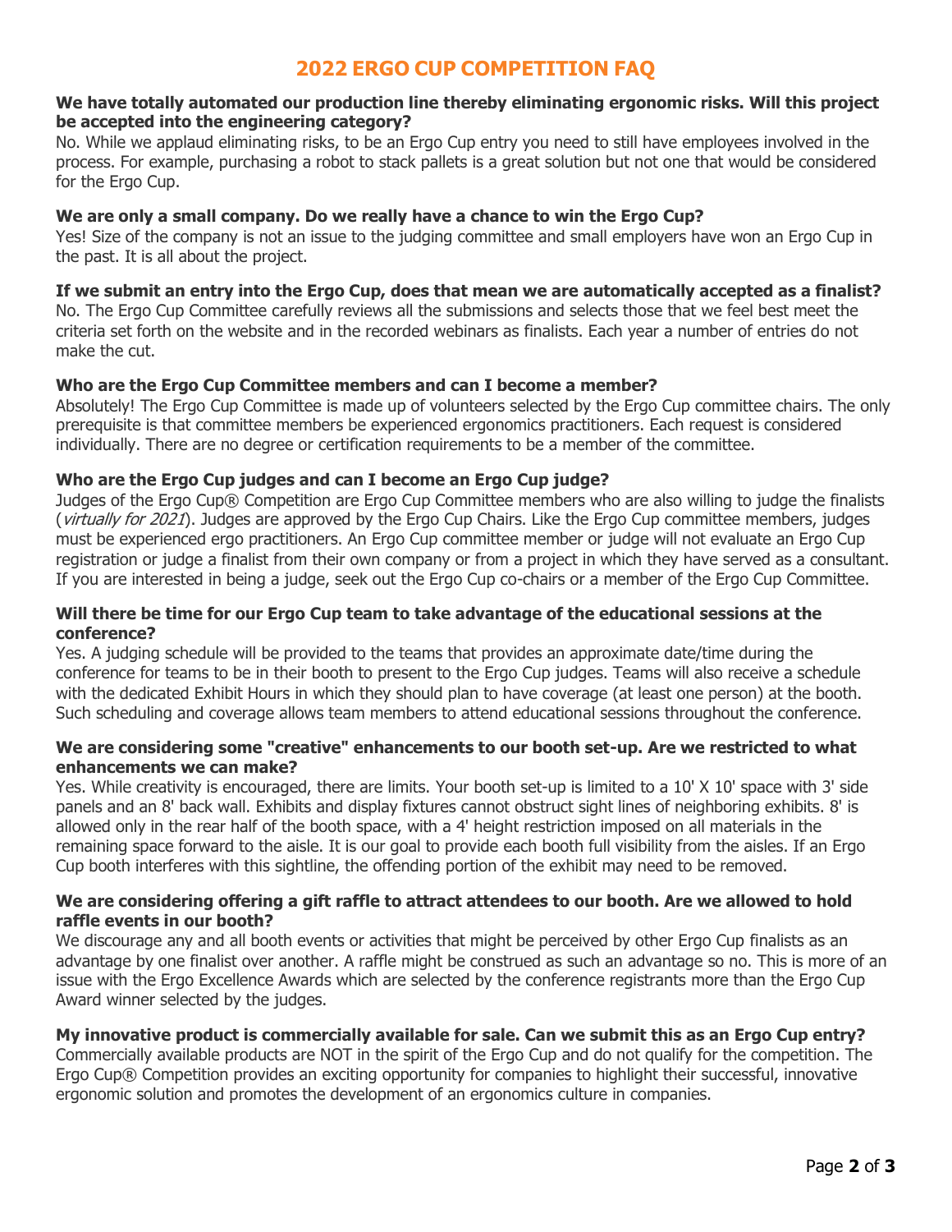# 2022 ERGO CUP COMPETITION FAQ

**We have totally automated our production line thereby eliminating ergonomic risks. Will this project be accepted into the engineering category?**

No. While we applaud eliminating risks, to be an Ergo Cup entry you need to still have employees involved in the process. For example, purchasing a robot to stack pallets is a great solution but not one that would be considered for the Ergo Cup.

**We are only a small company. Do we really have a chance to win the Ergo Cup?**

Yes! Size of the company is not an issue to the judging committee and small employers have won an Ergo Cup in the past. It is all about the project.

**If we submit an entry into the Ergo Cup, does that mean we are automatically accepted as a finalist?**

No. The Ergo Cup Committee carefully reviews all the submissions and selects those that we feel best meet the criteria set forth on the website and in the recorded webinars as finalists. Each year a number of entries do not make the cut.

**Who are the Ergo Cup Committee members and can I become a member?**

Absolutely! The Ergo Cup Committee is made up of volunteers selected by the Ergo Cup committee chairs. The only prerequisite is that committee members be experienced ergonomics practitioners. Each request is considered individually. There are no degree or certification requirements to be a member of the committee.

**Who are the Ergo Cup judges and can I become an Ergo Cup judge?**

Judges of the Ergo Cup® Competition are Ergo Cup Committee members who are also willing to judge the finalists (*virtually for 2021*). Judges are approved by the Ergo Cup Chairs. Like the Ergo Cup committee members, judges must be experienced ergo practitioners. An Ergo Cup committee member or judge will not evaluate an Ergo Cup registration or judge a finalist from their own company or from a project in which they have served as a consultant. If you are interested in being a judge, seek out the Ergo Cup co-chairs or a member of the Ergo Cup Committee.

**Will there be time for our Ergo Cup team to take advantage of the educational sessions at the conference?**

Yes. A judging schedule will be provided to the teams that provides an approximate date/time during the conference for teams to be in their booth to present to the Ergo Cup judges. Teams will also receive a schedule with the dedicated Exhibit Hours in which they should plan to have coverage (at least one person) at the booth. Such scheduling and coverage allows team members to attend educational sessions throughout the conference.

**We are considering some "creative" enhancements to our booth set-up. Are we restricted to what enhancements we can make?**

Yes. While creativity is encouraged, there are limits. Your booth set-up is limited to a 10' X 10' space with 3' side panels and an 8' back wall. Exhibits and display fixtures cannot obstruct sight lines of neighboring exhibits. 8' is allowed only in the rear half of the booth space, with a 4' height restriction imposed on all materials in the remaining space forward to the aisle. It is our goal to provide each booth full visibility from the aisles. If an Ergo Cup booth interferes with this sightline, the offending portion of the exhibit may need to be removed.

**We are considering offering a gift raffle to attract attendees to our booth. Are we allowed to hold raffle events in our booth?**

We discourage any and all booth events or activities that might be perceived by other Ergo Cup finalists as an advantage by one finalist over another. A raffle might be construed as such an advantage so no. This is more of an issue with the Ergo Excellence Awards which are selected by the conference registrants more than the Ergo Cup Award winner selected by the judges.

**My innovative product is commercially available for sale. Can we submit this as an Ergo Cup entry?**

Commercially available products are NOT in the spirit of the Ergo Cup and do not qualify for the competition. The Ergo Cup® Competition provides an exciting opportunity for companies to highlight their successful, innovative ergonomic solution and promotes the development of an ergonomics culture in companies.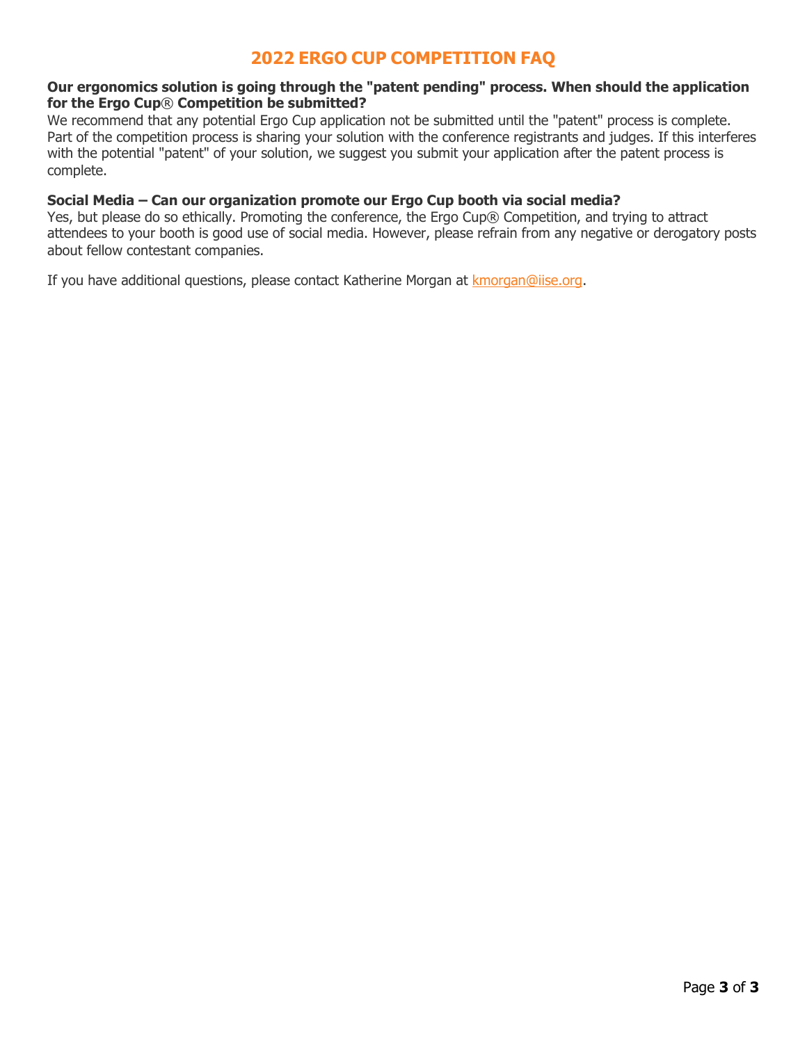# 2022 ERGO CUP COMPETITION FAQ

**Our ergonomics solution is going through the "patent pending" process. When should the application for the Ergo Cup® Competition be submitted?**

We recommend that any potential Ergo Cup application not be submitted until the "patent" process is complete. Part of the competition process is sharing your solution with the conference registrants and judges. If this interferes with the potential "patent" of your solution, we suggest you submit your application after the patent process is complete.

**Social Media – Can our organization promote our Ergo Cup booth via social media?**

Yes, but please do so ethically. Promoting the conference, the Ergo Cup® Competition, and trying to attract attendees to your booth is good use of social media. However, please refrain from any negative or derogatory posts about fellow contestant companies.

If you have additional questions, please contact Katherine Morgan at kmorgan@iise.org.